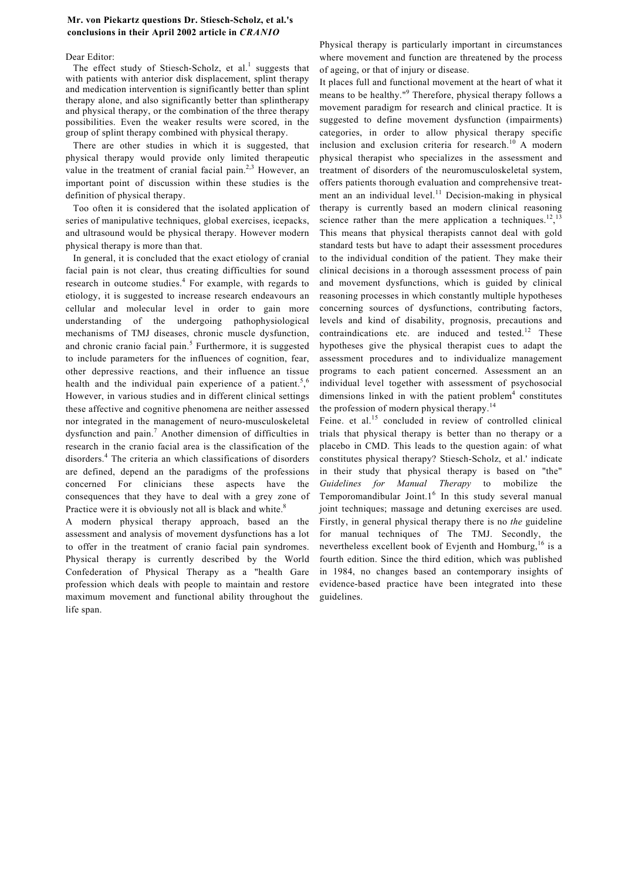**Mr. von Piekartz questions Dr. Stiesch-Scholz, et al.'s conclusions in their April 2002 article in *CRANIO***

Dear Editor:

The effect study of Stiesch-Scholz, et al.[1] suggests that with patients with anterior disk displacement, splint therapy and medication intervention is significantly better than splint therapy alone, and also significantly better than splintherapy and physical therapy, or the combination of the three therapy possibilities. Even the weaker results were scored, in the group of splint therapy combined with physical therapy.

There are other studies in which it is suggested, that physical therapy would provide only limited therapeutic value in the treatment of cranial facial pain.[2,3] However, an important point of discussion within these studies is the definition of physical therapy.

Too often it is considered that the isolated application of series of manipulative techniques, global exercises, icepacks, and ultrasound would be physical therapy. However modern physical therapy is more than that.

In general, it is concluded that the exact etiology of cranial facial pain is not clear, thus creating difficulties for sound research in outcome studies.[4] For example, with regards to etiology, it is suggested to increase research endeavours an cellular and molecular level in order to gain more understanding of the undergoing pathophysiological mechanisms of TMJ diseases, chronic muscle dysfunction, and chronic cranio facial pain.[5] Furthermore, it is suggested to include parameters for the influences of cognition, fear, other depressive reactions, and their influence an tissue health and the individual pain experience of a patient.[5,6] However, in various studies and in different clinical settings these affective and cognitive phenomena are neither assessed nor integrated in the management of neuro-musculoskeletal dysfunction and pain.[7] Another dimension of difficulties in research in the cranio facial area is the classification of the disorders.[4] The criteria an which classifications of disorders are defined, depend an the paradigms of the professions concerned For clinicians these aspects have the consequences that they have to deal with a grey zone of Practice were it is obviously not all is black and white.[8]

A modern physical therapy approach, based an the assessment and analysis of movement dysfunctions has a lot to offer in the treatment of cranio facial pain syndromes. Physical therapy is currently described by the World Confederation of Physical Therapy as a "health Gare profession which deals with people to maintain and restore maximum movement and functional ability throughout the life span.

Physical therapy is particularly important in circumstances where movement and function are threatened by the process of ageing, or that of injury or disease.

It places full and functional movement at the heart of what it means to be healthy."[9] Therefore, physical therapy follows a movement paradigm for research and clinical practice. It is suggested to define movement dysfunction (impairments) categories, in order to allow physical therapy specific inclusion and exclusion criteria for research.[10] A modern physical therapist who specializes in the assessment and treatment of disorders of the neuromusculoskeletal system, offers patients thorough evaluation and comprehensive treatment an an individual level.[11] Decision-making in physical therapy is currently based an modern clinical reasoning science rather than the mere application a techniques.[12,13] This means that physical therapists cannot deal with gold standard tests but have to adapt their assessment procedures to the individual condition of the patient. They make their clinical decisions in a thorough assessment process of pain and movement dysfunctions, which is guided by clinical reasoning processes in which constantly multiple hypotheses concerning sources of dysfunctions, contributing factors, levels and kind of disability, prognosis, precautions and contraindications etc. are induced and tested.[12] These hypotheses give the physical therapist cues to adapt the assessment procedures and to individualize management programs to each patient concerned. Assessment an an individual level together with assessment of psychosocial dimensions linked in with the patient problem[4] constitutes the profession of modern physical therapy.[14]

Feine. et al.[15] concluded in review of controlled clinical trials that physical therapy is better than no therapy or a placebo in CMD. This leads to the question again: of what constitutes physical therapy? Stiesch-Scholz, et al.' indicate in their study that physical therapy is based on "the" *Guidelines for Manual Therapy* to mobilize the Temporomandibular Joint.1[6] In this study several manual joint techniques; massage and detuning exercises are used. Firstly, in general physical therapy there is no *the* guideline for manual techniques of The TMJ. Secondly, the nevertheless excellent book of Evjenth and Homburg,[16] is a fourth edition. Since the third edition, which was published in 1984, no changes based an contemporary insights of evidence-based practice have been integrated into these guidelines.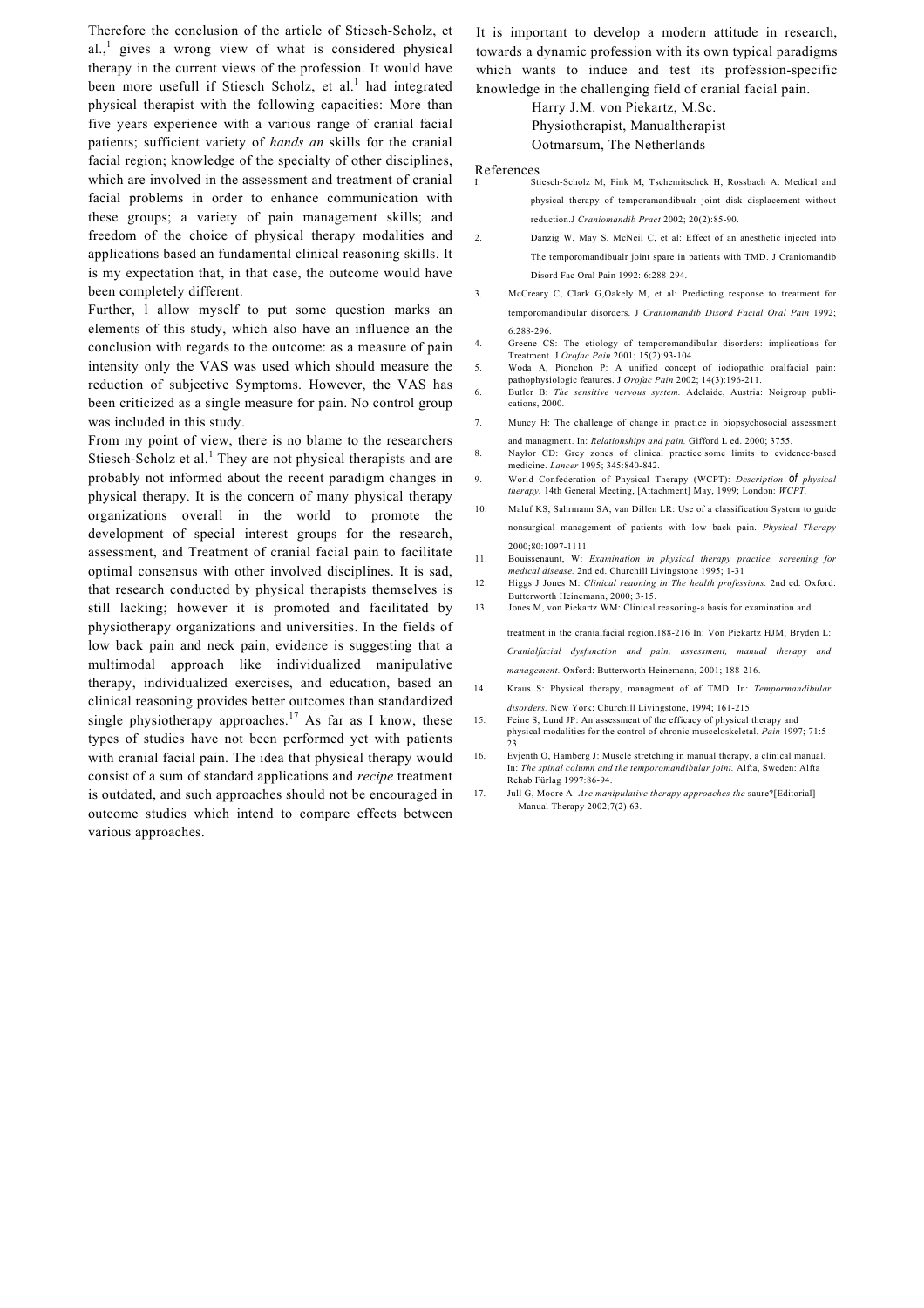Therefore the conclusion of the article of Stiesch-Scholz, et al.,[1] gives a wrong view of what is considered physical therapy in the current views of the profession. It would have been more usefull if Stiesch Scholz, et al.[1] had integrated physical therapist with the following capacities: More than five years experience with a various range of cranial facial patients; sufficient variety of *hands an* skills for the cranial facial region; knowledge of the specialty of other disciplines, which are involved in the assessment and treatment of cranial facial problems in order to enhance communication with these groups; a variety of pain management skills; and freedom of the choice of physical therapy modalities and applications based an fundamental clinical reasoning skills. It is my expectation that, in that case, the outcome would have been completely different.

Further, l allow myself to put some question marks an elements of this study, which also have an influence an the conclusion with regards to the outcome: as a measure of pain intensity only the VAS was used which should measure the reduction of subjective Symptoms. However, the VAS has been criticized as a single measure for pain. No control group was included in this study.

From my point of view, there is no blame to the researchers Stiesch-Scholz et al.[1] They are not physical therapists and are probably not informed about the recent paradigm changes in physical therapy. It is the concern of many physical therapy organizations overall in the world to promote the development of special interest groups for the research, assessment, and Treatment of cranial facial pain to facilitate optimal consensus with other involved disciplines. It is sad, that research conducted by physical therapists themselves is still lacking; however it is promoted and facilitated by physiotherapy organizations and universities. In the fields of low back pain and neck pain, evidence is suggesting that a multimodal approach like individualized manipulative therapy, individualized exercises, and education, based an clinical reasoning provides better outcomes than standardized single physiotherapy approaches.[17] As far as I know, these types of studies have not been performed yet with patients with cranial facial pain. The idea that physical therapy would consist of a sum of standard applications and *recipe* treatment is outdated, and such approaches should not be encouraged in outcome studies which intend to compare effects between various approaches.

It is important to develop a modern attitude in research, towards a dynamic profession with its own typical paradigms which wants to induce and test its profession-specific knowledge in the challenging field of cranial facial pain.

Harry J.M. von Piekartz, M.Sc.
Physiotherapist, Manualtherapist
Ootmarsum, The Netherlands

## References

1. Stiesch-Scholz M, Fink M, Tschemitschek H, Rossbach A: Medical and physical therapy of temporamandibualr joint disk displacement without reduction.J *Craniomandib Pract* 2002; 20(2):85-90.
2. Danzig W, May S, McNeil C, et al: Effect of an anesthetic injected into The temporomandibualr joint spare in patients with TMD. J Craniomandib Disord Fac Oral Pain 1992: 6:288-294.
3. McCreary C, Clark G,Oakely M, et al: Predicting response to treatment for temporomandibular disorders. J *Craniomandib Disord Facial Oral Pain* 1992; 6:288-296.
4. Greene CS: The etiology of temporomandibular disorders: implications for Treatment. J *Orofac Pain* 2001; 15(2):93-104.
5. Woda A, Pionchon P: A unified concept of iodiopathic oralfacial pain: pathophysiologic features. J *Orofac Pain* 2002; 14(3):196-211.
6. Butler B: *The sensitive nervous system.* Adelaide, Austria: Noigroup publications, 2000.
7. Muncy H: The challenge of change in practice in biopsychosocial assessment and managment. In: *Relationships and pain.* Gifford L ed. 2000; 3755.
8. Naylor CD: Grey zones of clinical practice:some limits to evidence-based medicine. *Lancer* 1995; 345:840-842.
9. World Confederation of Physical Therapy (WCPT): *Description of physical therapy.* 14th General Meeting, [Attachment] May, 1999; London: *WCPT.*
10. Maluf KS, Sahrmann SA, van Dillen LR: Use of a classification System to guide nonsurgical management of patients with low back pain. *Physical Therapy* 2000;80:1097-1111.
11. Bouissenaunt, W: *Examination in physical therapy practice, screening for medical disease.* 2nd ed. Churchill Livingstone 1995; 1-31
12. Higgs J Jones M: *Clinical reaoning in The health professions.* 2nd ed. Oxford: Butterworth Heinemann, 2000; 3-15.
13. Jones M, von Piekartz WM: Clinical reasoning-a basis for examination and treatment in the cranialfacial region.188-216 In: Von Piekartz HJM, Bryden L: *Cranialfacial dysfunction and pain, assessment, manual therapy and management.* Oxford: Butterworth Heinemann, 2001; 188-216.
14. Kraus S: Physical therapy, managment of of TMD. In: *Tempormandibular disorders.* New York: Churchill Livingstone, 1994; 161-215.
15. Feine S, Lund JP: An assessment of the efficacy of physical therapy and physical modalities for the control of chronic musceloskeletal. *Pain* 1997; 71:5-23.
16. Evjenth O, Hamberg J: Muscle stretching in manual therapy, a clinical manual. In: *The spinal column and the temporomandibular joint.* Alfta, Sweden: Alfta Rehab Fürlag 1997:86-94.
17. Jull G, Moore A: *Are manipulative therapy approaches the* saure?[Editorial] Manual Therapy 2002;7(2):63.